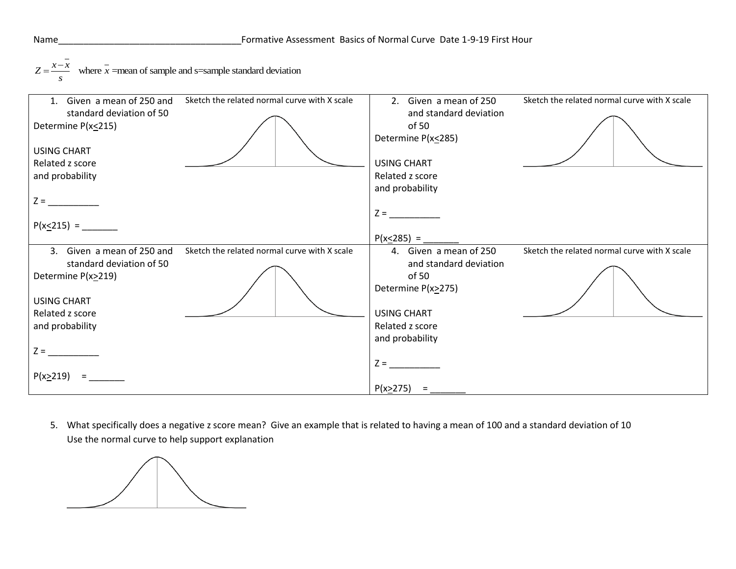Name_____________________________________Formative Assessment Basics of Normal Curve Date 1-9-19 First Hour

$Z = \frac{x - \bar{x}}{s}$ where $\bar{x}$ =mean of sample and s=sample standard deviation

| 1. Given a mean of 250 and standard deviation of 50<br>Determine $P(x \leq 215)$<br><br>USING CHART<br>Related z score and probability<br><br>Z = __________<br><br>$P(x \leq 215)$ = _______ | Sketch the related normal curve with X scale | 2. Given a mean of 250 and standard deviation of 50<br>Determine $P(x \leq 285)$<br><br>USING CHART<br>Related z score and probability<br><br>Z = __________<br><br>$P(x \leq 285)$ = _______ | Sketch the related normal curve with X scale |
|---|---|---|---|
| 3. Given a mean of 250 and standard deviation of 50<br>Determine $P(x \geq 219)$<br><br>USING CHART<br>Related z score and probability<br><br>Z = __________<br><br>$P(x \geq 219)$ = _______ | Sketch the related normal curve with X scale | 4. Given a mean of 250 and standard deviation of 50<br>Determine $P(x \geq 275)$<br><br>USING CHART<br>Related z score and probability<br><br>Z = __________<br><br>$P(x \geq 275)$ = _______ | Sketch the related normal curve with X scale |

5. What specifically does a negative z score mean? Give an example that is related to having a mean of 100 and a standard deviation of 10
   Use the normal curve to help support explanation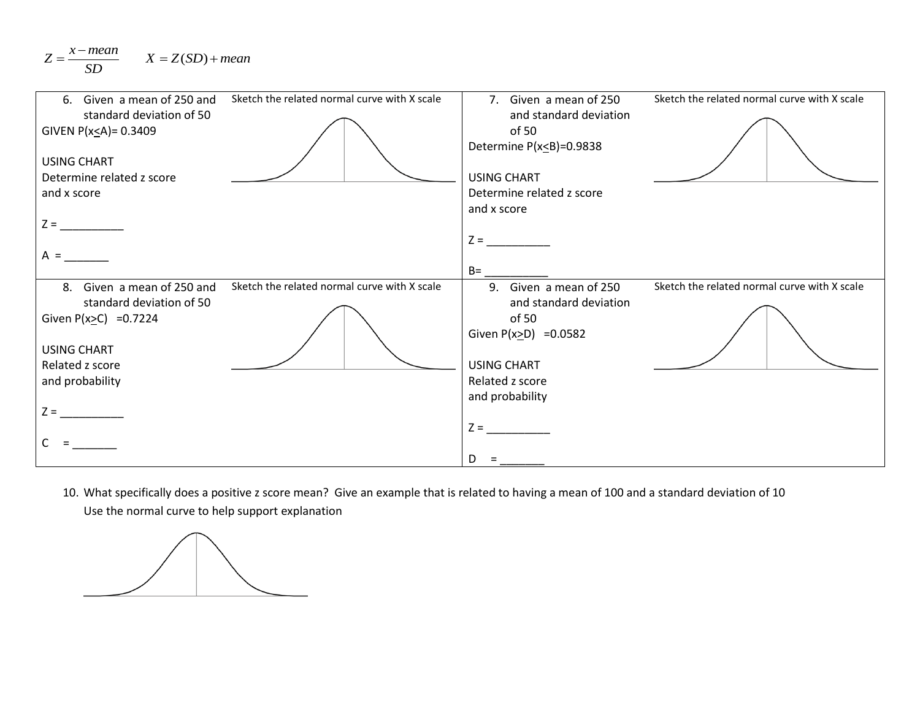$Z = \frac{x - mean}{SD}$ $\quad X = Z(SD) + mean$

| 6. Given a mean of 250 and standard deviation of 50<br>GIVEN $P(x \leq A) = 0.3409$<br><br>USING CHART<br>Determine related z score and x score<br><br>Z = __________<br><br>A = _______ | Sketch the related normal curve with X scale | 7. Given a mean of 250 and standard deviation of 50<br>Determine $P(x \leq B) = 0.9838$<br><br>USING CHART<br>Determine related z score and x score<br><br>Z = __________<br><br>B= __________ | Sketch the related normal curve with X scale |
|---|---|---|---|
| 8. Given a mean of 250 and standard deviation of 50<br>Given $P(x \geq C) = 0.7224$<br><br>USING CHART<br>Related z score and probability<br><br>Z = __________<br><br>C = _______ | Sketch the related normal curve with X scale | 9. Given a mean of 250 and standard deviation of 50<br>Given $P(x \geq D) = 0.0582$<br><br>USING CHART<br>Related z score and probability<br><br>Z = __________<br><br>D = _______ | Sketch the related normal curve with X scale |

10. What specifically does a positive z score mean? Give an example that is related to having a mean of 100 and a standard deviation of 10
    Use the normal curve to help support explanation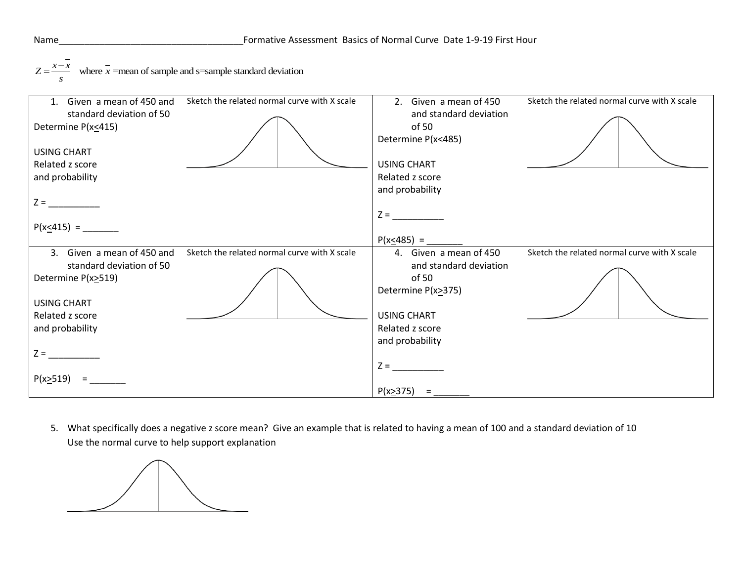Name_____________________________________Formative Assessment Basics of Normal Curve Date 1-9-19 First Hour

$Z = \frac{x - \bar{x}}{s}$ where $\bar{x}$ =mean of sample and s=sample standard deviation

| | | | |
|---|---|---|---|
| 1. Given a mean of 450 and standard deviation of 50<br>Determine $P(x \leq 415)$<br><br>USING CHART<br>Related z score and probability<br><br>Z = __________<br><br>$P(x \leq 415)$ = _______ | Sketch the related normal curve with X scale | 2. Given a mean of 450 and standard deviation of 50<br>Determine $P(x \leq 485)$<br><br>USING CHART<br>Related z score and probability<br><br>Z = __________<br><br>$P(x \leq 485)$ = _______ | Sketch the related normal curve with X scale |
| 3. Given a mean of 450 and standard deviation of 50<br>Determine $P(x \geq 519)$<br><br>USING CHART<br>Related z score and probability<br><br>Z = __________<br><br>$P(x \geq 519)$ = _______ | Sketch the related normal curve with X scale | 4. Given a mean of 450 and standard deviation of 50<br>Determine $P(x \geq 375)$<br><br>USING CHART<br>Related z score and probability<br><br>Z = __________<br><br>$P(x \geq 375)$ = _______ | Sketch the related normal curve with X scale |

5. What specifically does a negative z score mean? Give an example that is related to having a mean of 100 and a standard deviation of 10
   Use the normal curve to help support explanation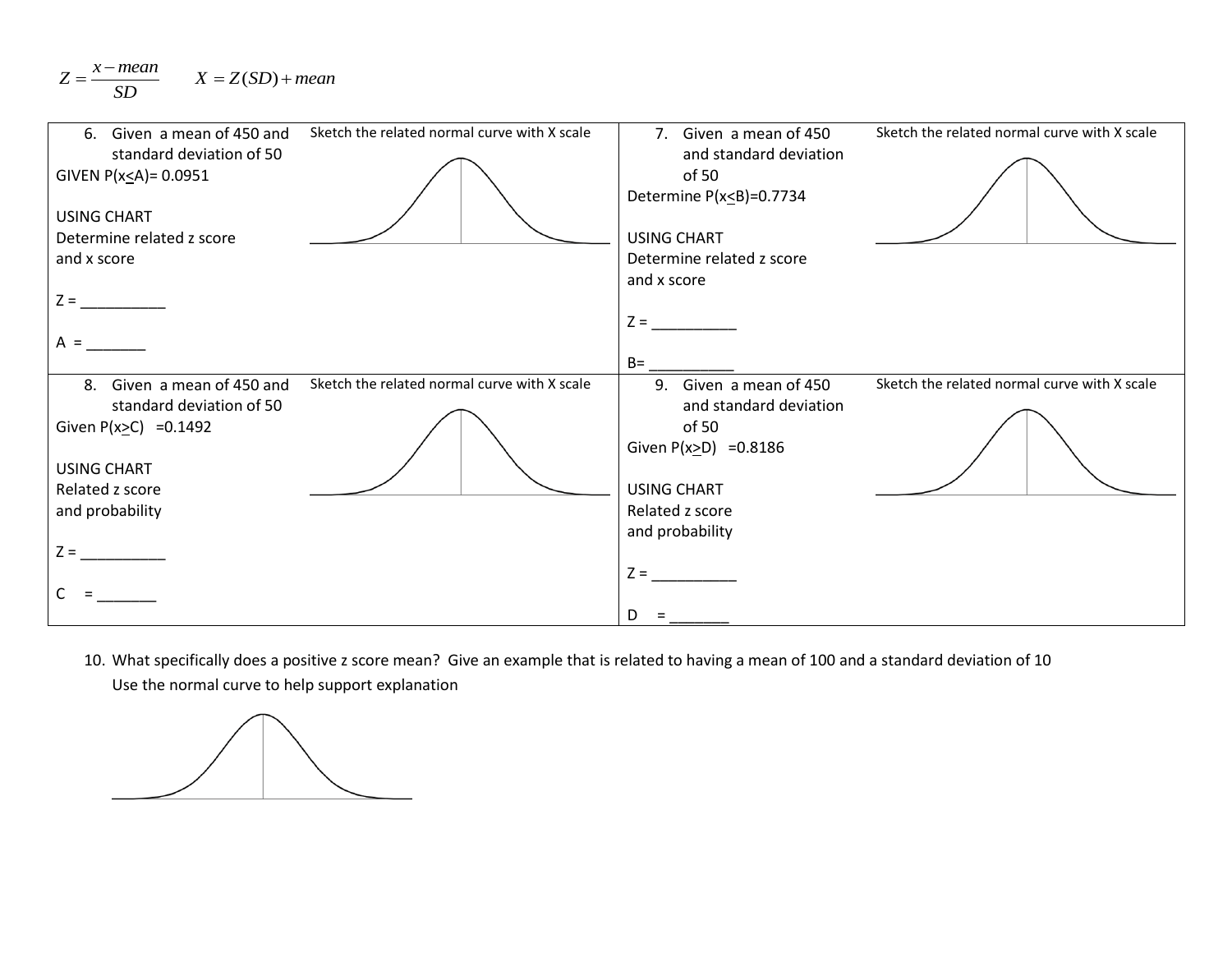$Z = \frac{x - mean}{SD}$ $\quad X = Z(SD) + mean$

| 6. Given a mean of 450 and standard deviation of 50<br>GIVEN P(x≤A)= 0.0951<br><br>USING CHART<br>Determine related z score and x score<br><br>Z = __________<br><br>A = _______ | Sketch the related normal curve with X scale | 7. Given a mean of 450 and standard deviation of 50<br>Determine P(x≤B)=0.7734<br><br>USING CHART<br>Determine related z score and x score<br><br>Z = __________<br><br>B= __________ | Sketch the related normal curve with X scale |
|---|---|---|---|
| 8. Given a mean of 450 and standard deviation of 50<br>Given P(x≥C) =0.1492<br><br>USING CHART<br>Related z score and probability<br><br>Z = __________<br><br>C = _______ | Sketch the related normal curve with X scale | 9. Given a mean of 450 and standard deviation of 50<br>Given P(x≥D) =0.8186<br><br>USING CHART<br>Related z score and probability<br><br>Z = __________<br><br>D = _______ | Sketch the related normal curve with X scale |

10. What specifically does a positive z score mean? Give an example that is related to having a mean of 100 and a standard deviation of 10
    Use the normal curve to help support explanation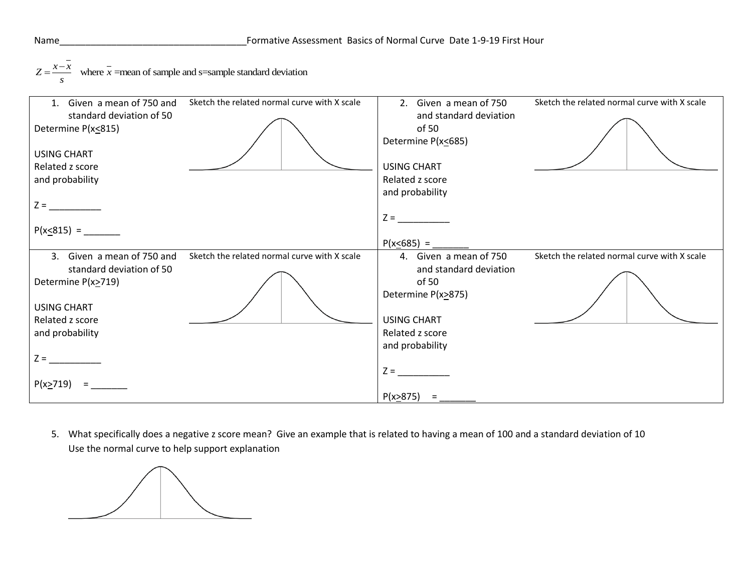Name_____________________________________Formative Assessment Basics of Normal Curve Date 1-9-19 First Hour

$Z = \frac{x - \bar{x}}{s}$ where $\bar{x}$ =mean of sample and s=sample standard deviation

| | |
|---|---|
| 1. Given a mean of 750 and standard deviation of 50<br>Determine $P(x \leq 815)$<br><br>USING CHART<br>Related z score and probability<br><br>Z = __________<br><br>$P(x \leq 815)$ = _______<br><br>Sketch the related normal curve with X scale | 2. Given a mean of 750 and standard deviation of 50<br>Determine $P(x \leq 685)$<br><br>USING CHART<br>Related z score and probability<br><br>Z = __________<br><br>$P(x \leq 685)$ = _______<br><br>Sketch the related normal curve with X scale |
| 3. Given a mean of 750 and standard deviation of 50<br>Determine $P(x \geq 719)$<br><br>USING CHART<br>Related z score and probability<br><br>Z = __________<br><br>$P(x \geq 719)$ = _______<br><br>Sketch the related normal curve with X scale | 4. Given a mean of 750 and standard deviation of 50<br>Determine $P(x \geq 875)$<br><br>USING CHART<br>Related z score and probability<br><br>Z = __________<br><br>$P(x \geq 875)$ = _______<br><br>Sketch the related normal curve with X scale |

5. What specifically does a negative z score mean? Give an example that is related to having a mean of 100 and a standard deviation of 10
   Use the normal curve to help support explanation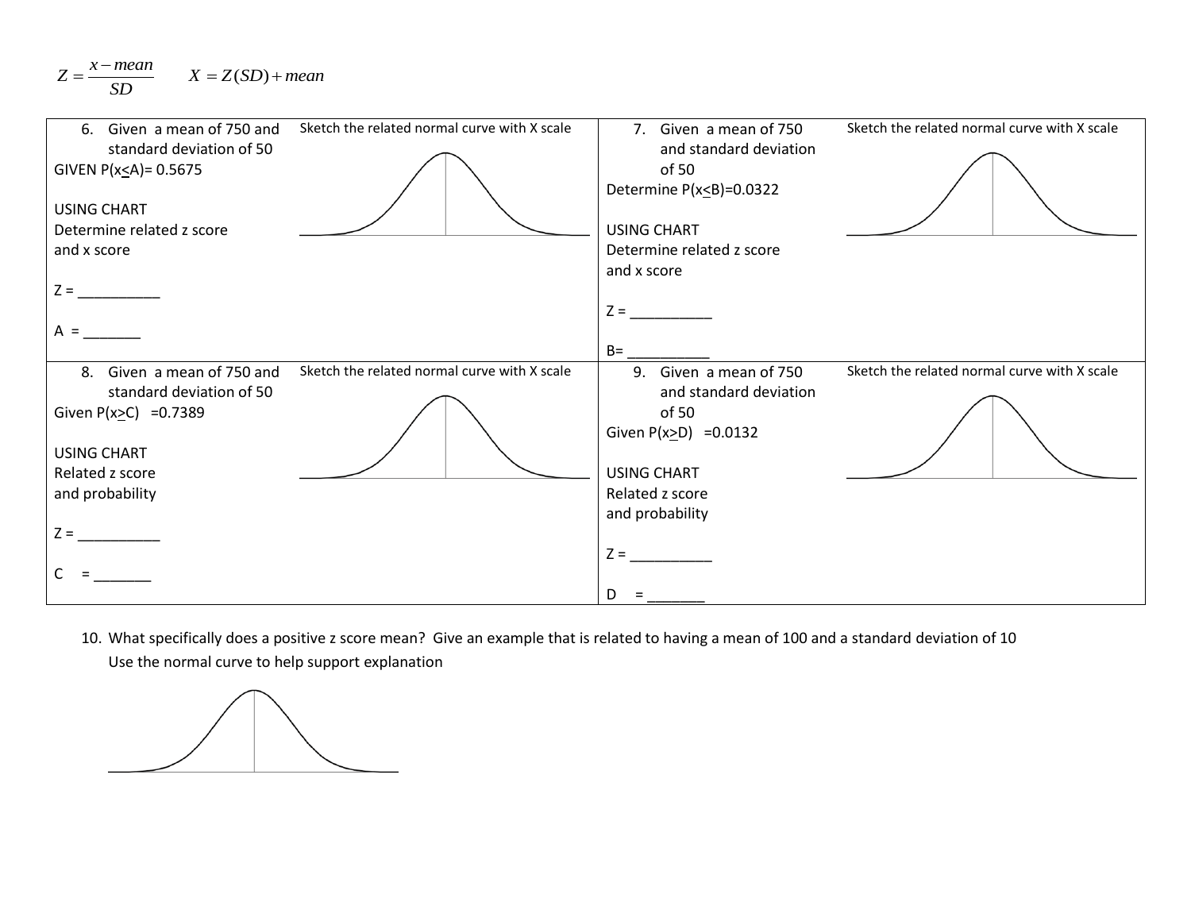$Z = \frac{x - mean}{SD}$ $X = Z(SD) + mean$

| 6. Given a mean of 750 and standard deviation of 50<br>GIVEN P(x≤A)= 0.5675<br><br>USING CHART<br>Determine related z score and x score<br><br>Z = __________<br><br>A = _______ | Sketch the related normal curve with X scale | 7. Given a mean of 750 and standard deviation of 50<br>Determine P(x≤B)=0.0322<br><br>USING CHART<br>Determine related z score and x score<br><br>Z = __________<br><br>B= __________ | Sketch the related normal curve with X scale |
|---|---|---|---|
| 8. Given a mean of 750 and standard deviation of 50<br>Given P(x≥C) =0.7389<br><br>USING CHART<br>Related z score and probability<br><br>Z = __________<br><br>C = _______ | Sketch the related normal curve with X scale | 9. Given a mean of 750 and standard deviation of 50<br>Given P(x≥D) =0.0132<br><br>USING CHART<br>Related z score and probability<br><br>Z = __________<br><br>D = _______ | Sketch the related normal curve with X scale |

10. What specifically does a positive z score mean? Give an example that is related to having a mean of 100 and a standard deviation of 10
    Use the normal curve to help support explanation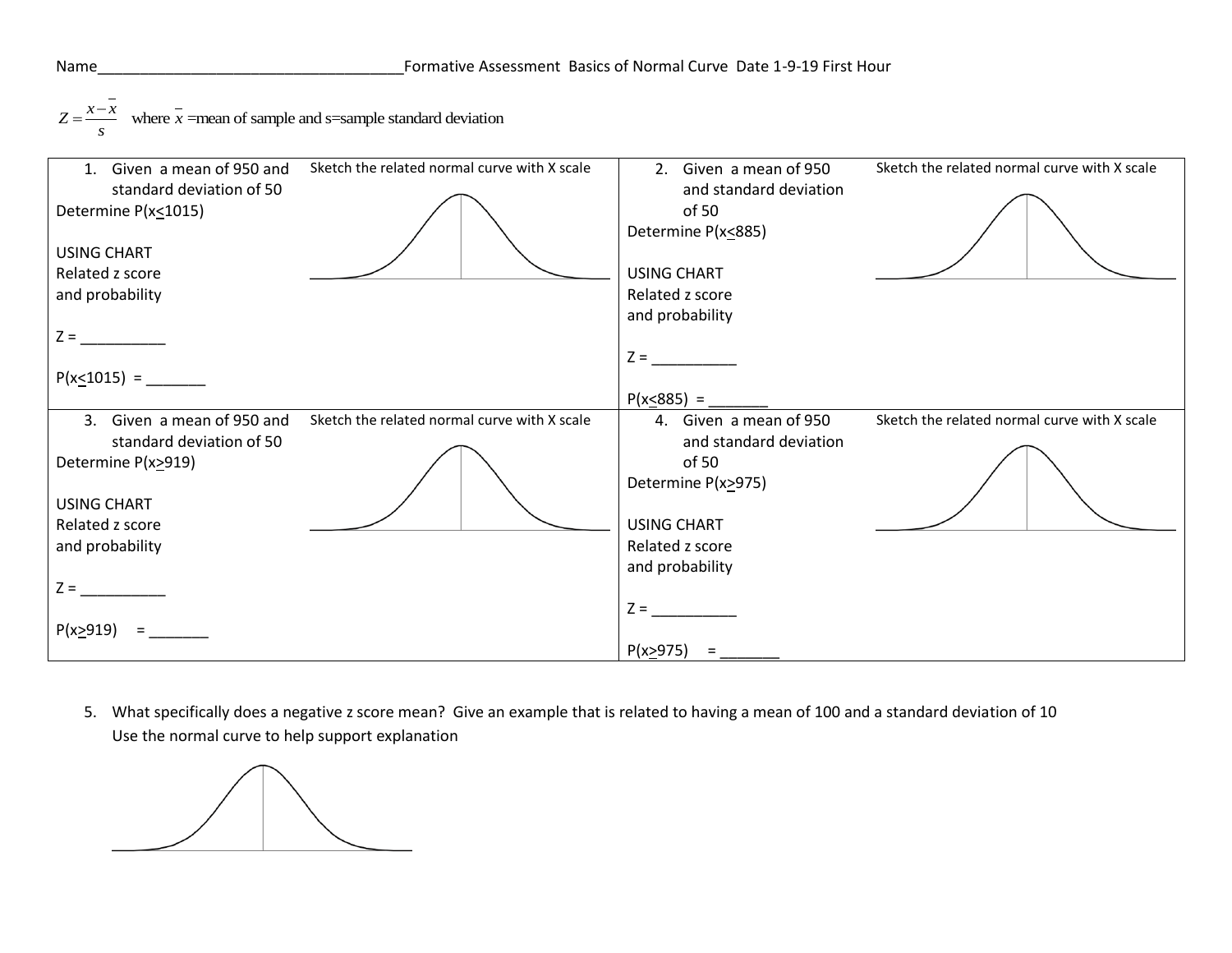Name_____________________________________Formative Assessment Basics of Normal Curve Date 1-9-19 First Hour

$Z = \frac{x - \bar{x}}{s}$ where $\bar{x}$ =mean of sample and s=sample standard deviation

| | |
|---|---|
| 1. Given a mean of 950 and standard deviation of 50<br>Determine P(x≤1015)<br><br>USING CHART<br>Related z score and probability<br><br>Z = __________<br><br>P(x≤1015) = _______<br><br>Sketch the related normal curve with X scale | 2. Given a mean of 950 and standard deviation of 50<br>Determine P(x≤885)<br><br>USING CHART<br>Related z score and probability<br><br>Z = __________<br><br>P(x≤885) = _______<br><br>Sketch the related normal curve with X scale |
| 3. Given a mean of 950 and standard deviation of 50<br>Determine P(x≥919)<br><br>USING CHART<br>Related z score and probability<br><br>Z = __________<br><br>P(x≥919) = _______<br><br>Sketch the related normal curve with X scale | 4. Given a mean of 950 and standard deviation of 50<br>Determine P(x≥975)<br><br>USING CHART<br>Related z score and probability<br><br>Z = __________<br><br>P(x≥975) = _______<br><br>Sketch the related normal curve with X scale |

5. What specifically does a negative z score mean? Give an example that is related to having a mean of 100 and a standard deviation of 10
   Use the normal curve to help support explanation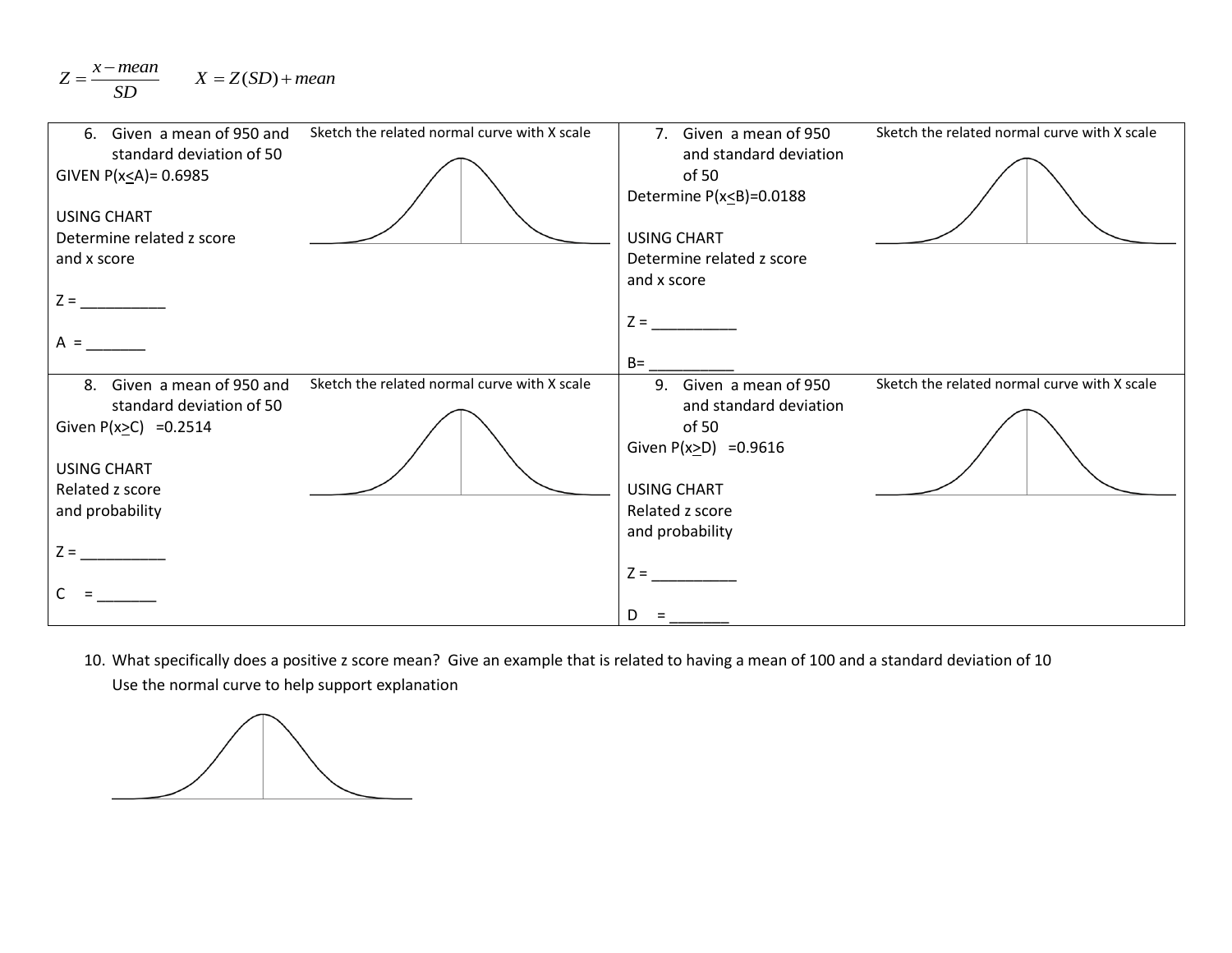$Z = \frac{x - mean}{SD}$ $\qquad X = Z(SD) + mean$

| | | | |
|---|---|---|---|
| 6. Given a mean of 950 and standard deviation of 50<br>GIVEN $P(x \leq A) = 0.6985$<br><br>USING CHART<br>Determine related z score and x score<br><br>Z = __________<br><br>A = _______ | Sketch the related normal curve with X scale | 7. Given a mean of 950 and standard deviation of 50<br>Determine $P(x \leq B) = 0.0188$<br><br>USING CHART<br>Determine related z score and x score<br><br>Z = __________<br><br>B= __________ | Sketch the related normal curve with X scale |
| 8. Given a mean of 950 and standard deviation of 50<br>Given $P(x \geq C) = 0.2514$<br><br>USING CHART<br>Related z score and probability<br><br>Z = __________<br><br>C = _______ | Sketch the related normal curve with X scale | 9. Given a mean of 950 and standard deviation of 50<br>Given $P(x \geq D) = 0.9616$<br><br>USING CHART<br>Related z score and probability<br><br>Z = __________<br><br>D = _______ | Sketch the related normal curve with X scale |

10. What specifically does a positive z score mean? Give an example that is related to having a mean of 100 and a standard deviation of 10
    Use the normal curve to help support explanation